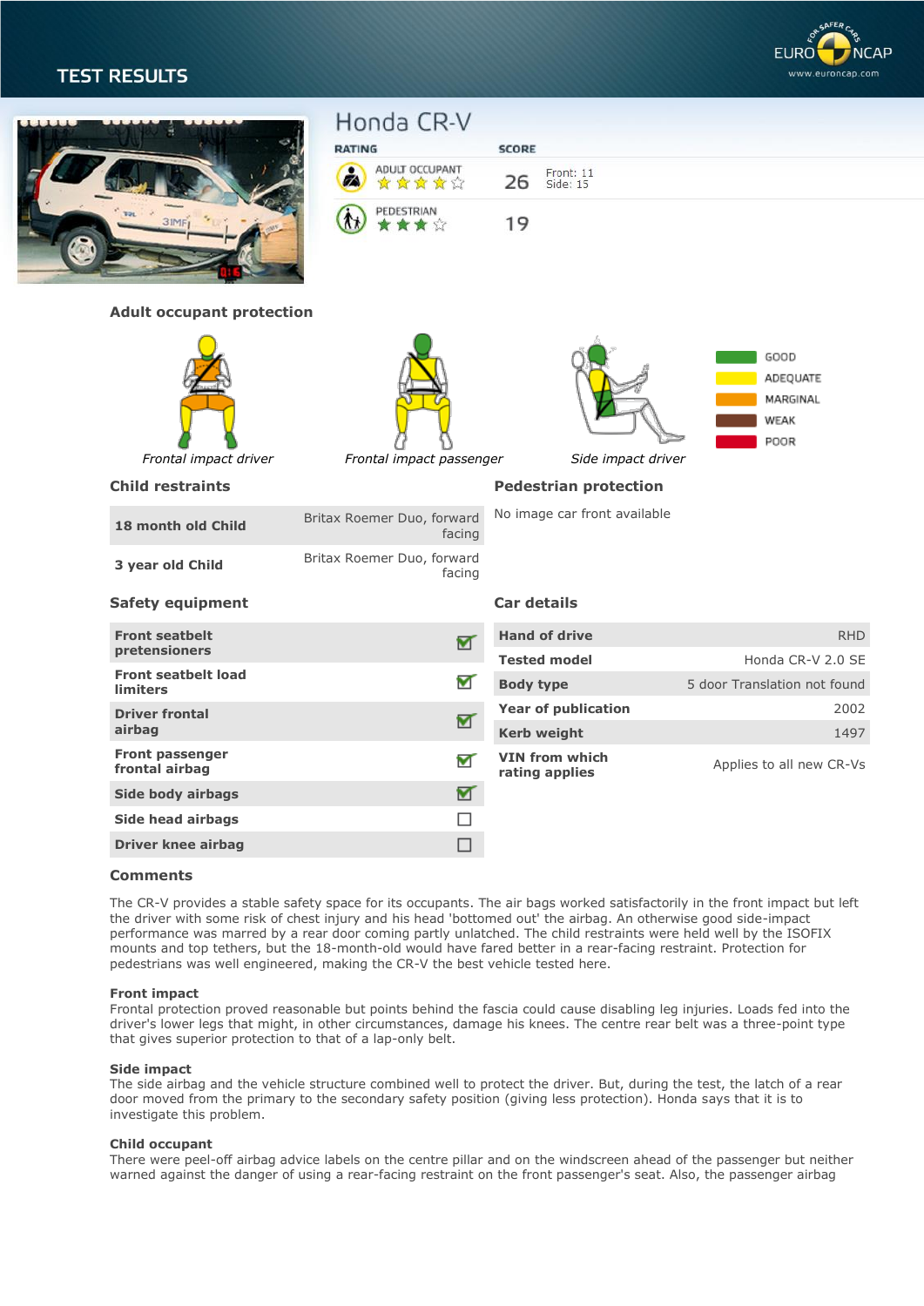# TEST RESULTS

## Honda CR-V

| RATING | SCORE | |
|---|---|---|
| ADULT OCCUPANT ★★★★☆ | 26 | Front: 11<br>Side: 15 |
| PEDESTRIAN ★★★☆ | 19 | |

## Adult occupant protection

*Frontal impact driver* — *Frontal impact passenger* — *Side impact driver*

- GOOD
- ADEQUATE
- MARGINAL
- WEAK
- POOR

## Child restraints

| | |
|---|---|
| **18 month old Child** | Britax Roemer Duo, forward facing |
| **3 year old Child** | Britax Roemer Duo, forward facing |

## Pedestrian protection

No image car front available

## Safety equipment

| | |
|---|---|
| **Front seatbelt pretensioners** | ☑ |
| **Front seatbelt load limiters** | ☑ |
| **Driver frontal airbag** | ☑ |
| **Front passenger frontal airbag** | ☑ |
| **Side body airbags** | ☑ |
| **Side head airbags** | ☐ |
| **Driver knee airbag** | ☐ |

## Car details

| | |
|---|---|
| **Hand of drive** | RHD |
| **Tested model** | Honda CR-V 2.0 SE |
| **Body type** | 5 door Translation not found |
| **Year of publication** | 2002 |
| **Kerb weight** | 1497 |
| **VIN from which rating applies** | Applies to all new CR-Vs |

## Comments

The CR-V provides a stable safety space for its occupants. The air bags worked satisfactorily in the front impact but left the driver with some risk of chest injury and his head 'bottomed out' the airbag. An otherwise good side-impact performance was marred by a rear door coming partly unlatched. The child restraints were held well by the ISOFIX mounts and top tethers, but the 18-month-old would have fared better in a rear-facing restraint. Protection for pedestrians was well engineered, making the CR-V the best vehicle tested here.

### Front impact

Frontal protection proved reasonable but points behind the fascia could cause disabling leg injuries. Loads fed into the driver's lower legs that might, in other circumstances, damage his knees. The centre rear belt was a three-point type that gives superior protection to that of a lap-only belt.

### Side impact

The side airbag and the vehicle structure combined well to protect the driver. But, during the test, the latch of a rear door moved from the primary to the secondary safety position (giving less protection). Honda says that it is to investigate this problem.

### Child occupant

There were peel-off airbag advice labels on the centre pillar and on the windscreen ahead of the passenger but neither warned against the danger of using a rear-facing restraint on the front passenger's seat. Also, the passenger airbag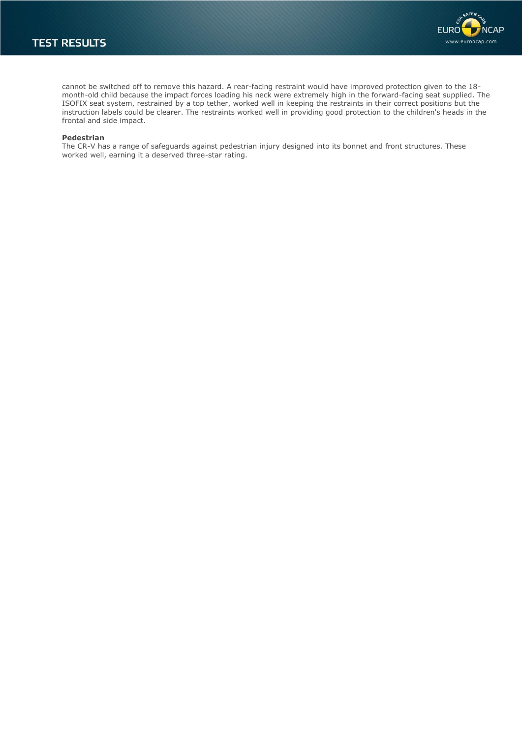cannot be switched off to remove this hazard. A rear-facing restraint would have improved protection given to the 18-month-old child because the impact forces loading his neck were extremely high in the forward-facing seat supplied. The ISOFIX seat system, restrained by a top tether, worked well in keeping the restraints in their correct positions but the instruction labels could be clearer. The restraints worked well in providing good protection to the children's heads in the frontal and side impact.

**Pedestrian**

The CR-V has a range of safeguards against pedestrian injury designed into its bonnet and front structures. These worked well, earning it a deserved three-star rating.